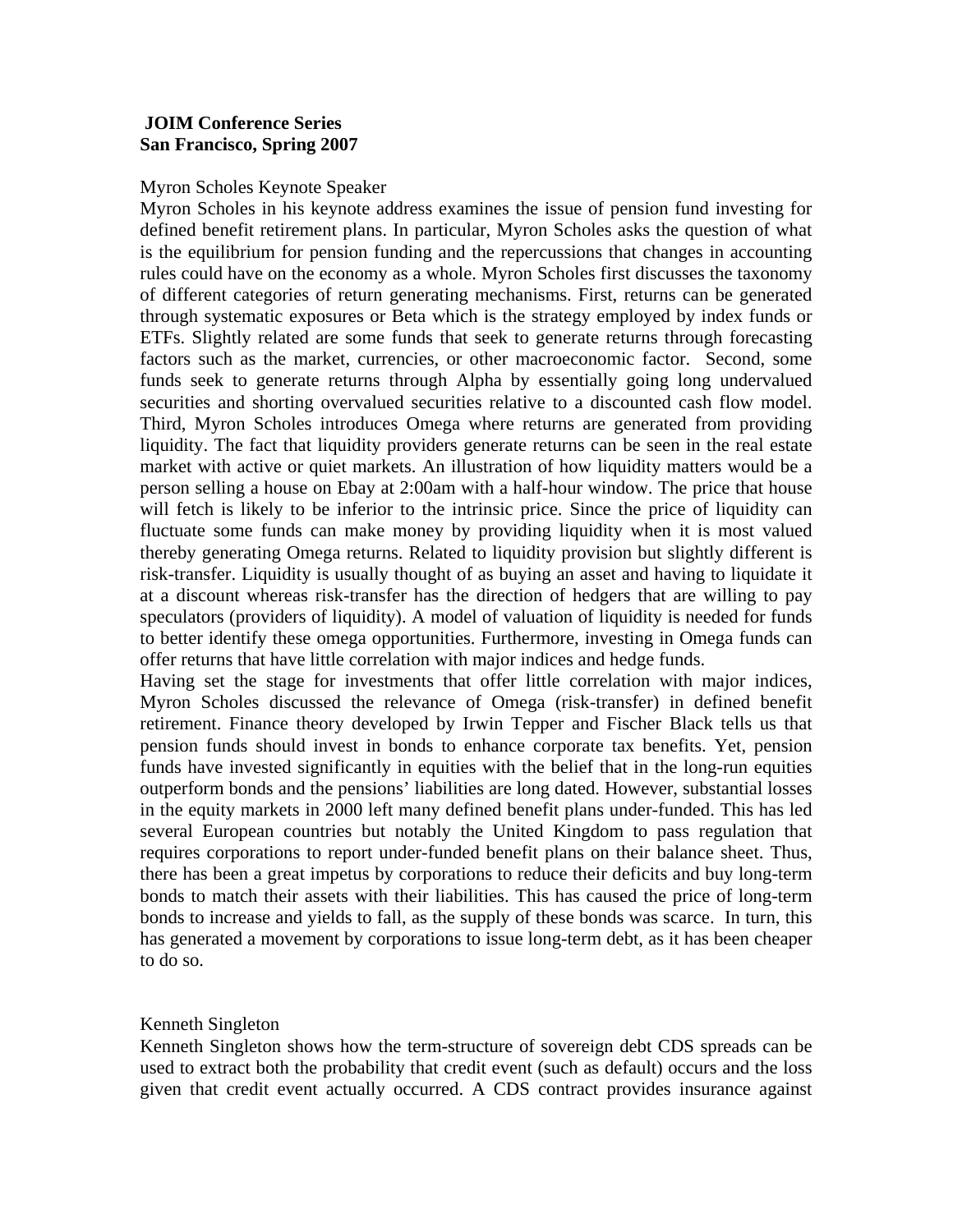**JOIM Conference Series**
**San Francisco, Spring 2007**

Myron Scholes Keynote Speaker

Myron Scholes in his keynote address examines the issue of pension fund investing for defined benefit retirement plans. In particular, Myron Scholes asks the question of what is the equilibrium for pension funding and the repercussions that changes in accounting rules could have on the economy as a whole. Myron Scholes first discusses the taxonomy of different categories of return generating mechanisms. First, returns can be generated through systematic exposures or Beta which is the strategy employed by index funds or ETFs. Slightly related are some funds that seek to generate returns through forecasting factors such as the market, currencies, or other macroeconomic factor. Second, some funds seek to generate returns through Alpha by essentially going long undervalued securities and shorting overvalued securities relative to a discounted cash flow model. Third, Myron Scholes introduces Omega where returns are generated from providing liquidity. The fact that liquidity providers generate returns can be seen in the real estate market with active or quiet markets. An illustration of how liquidity matters would be a person selling a house on Ebay at 2:00am with a half-hour window. The price that house will fetch is likely to be inferior to the intrinsic price. Since the price of liquidity can fluctuate some funds can make money by providing liquidity when it is most valued thereby generating Omega returns. Related to liquidity provision but slightly different is risk-transfer. Liquidity is usually thought of as buying an asset and having to liquidate it at a discount whereas risk-transfer has the direction of hedgers that are willing to pay speculators (providers of liquidity). A model of valuation of liquidity is needed for funds to better identify these omega opportunities. Furthermore, investing in Omega funds can offer returns that have little correlation with major indices and hedge funds.

Having set the stage for investments that offer little correlation with major indices, Myron Scholes discussed the relevance of Omega (risk-transfer) in defined benefit retirement. Finance theory developed by Irwin Tepper and Fischer Black tells us that pension funds should invest in bonds to enhance corporate tax benefits. Yet, pension funds have invested significantly in equities with the belief that in the long-run equities outperform bonds and the pensions' liabilities are long dated. However, substantial losses in the equity markets in 2000 left many defined benefit plans under-funded. This has led several European countries but notably the United Kingdom to pass regulation that requires corporations to report under-funded benefit plans on their balance sheet. Thus, there has been a great impetus by corporations to reduce their deficits and buy long-term bonds to match their assets with their liabilities. This has caused the price of long-term bonds to increase and yields to fall, as the supply of these bonds was scarce. In turn, this has generated a movement by corporations to issue long-term debt, as it has been cheaper to do so.

Kenneth Singleton

Kenneth Singleton shows how the term-structure of sovereign debt CDS spreads can be used to extract both the probability that credit event (such as default) occurs and the loss given that credit event actually occurred. A CDS contract provides insurance against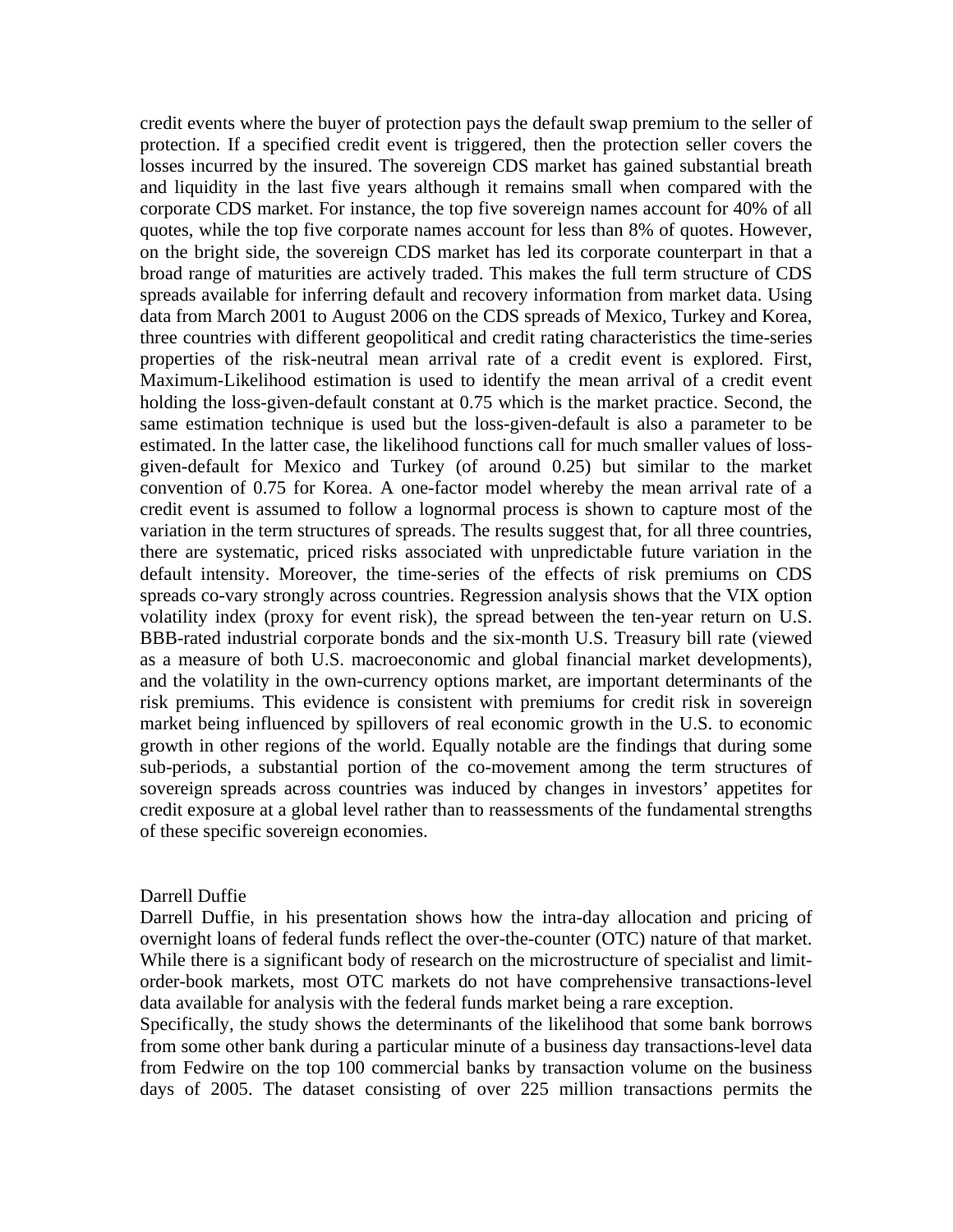credit events where the buyer of protection pays the default swap premium to the seller of protection. If a specified credit event is triggered, then the protection seller covers the losses incurred by the insured. The sovereign CDS market has gained substantial breath and liquidity in the last five years although it remains small when compared with the corporate CDS market. For instance, the top five sovereign names account for 40% of all quotes, while the top five corporate names account for less than 8% of quotes. However, on the bright side, the sovereign CDS market has led its corporate counterpart in that a broad range of maturities are actively traded. This makes the full term structure of CDS spreads available for inferring default and recovery information from market data. Using data from March 2001 to August 2006 on the CDS spreads of Mexico, Turkey and Korea, three countries with different geopolitical and credit rating characteristics the time-series properties of the risk-neutral mean arrival rate of a credit event is explored. First, Maximum-Likelihood estimation is used to identify the mean arrival of a credit event holding the loss-given-default constant at 0.75 which is the market practice. Second, the same estimation technique is used but the loss-given-default is also a parameter to be estimated. In the latter case, the likelihood functions call for much smaller values of loss-given-default for Mexico and Turkey (of around 0.25) but similar to the market convention of 0.75 for Korea. A one-factor model whereby the mean arrival rate of a credit event is assumed to follow a lognormal process is shown to capture most of the variation in the term structures of spreads. The results suggest that, for all three countries, there are systematic, priced risks associated with unpredictable future variation in the default intensity. Moreover, the time-series of the effects of risk premiums on CDS spreads co-vary strongly across countries. Regression analysis shows that the VIX option volatility index (proxy for event risk), the spread between the ten-year return on U.S. BBB-rated industrial corporate bonds and the six-month U.S. Treasury bill rate (viewed as a measure of both U.S. macroeconomic and global financial market developments), and the volatility in the own-currency options market, are important determinants of the risk premiums. This evidence is consistent with premiums for credit risk in sovereign market being influenced by spillovers of real economic growth in the U.S. to economic growth in other regions of the world. Equally notable are the findings that during some sub-periods, a substantial portion of the co-movement among the term structures of sovereign spreads across countries was induced by changes in investors' appetites for credit exposure at a global level rather than to reassessments of the fundamental strengths of these specific sovereign economies.

Darrell Duffie

Darrell Duffie, in his presentation shows how the intra-day allocation and pricing of overnight loans of federal funds reflect the over-the-counter (OTC) nature of that market. While there is a significant body of research on the microstructure of specialist and limit-order-book markets, most OTC markets do not have comprehensive transactions-level data available for analysis with the federal funds market being a rare exception.

Specifically, the study shows the determinants of the likelihood that some bank borrows from some other bank during a particular minute of a business day transactions-level data from Fedwire on the top 100 commercial banks by transaction volume on the business days of 2005. The dataset consisting of over 225 million transactions permits the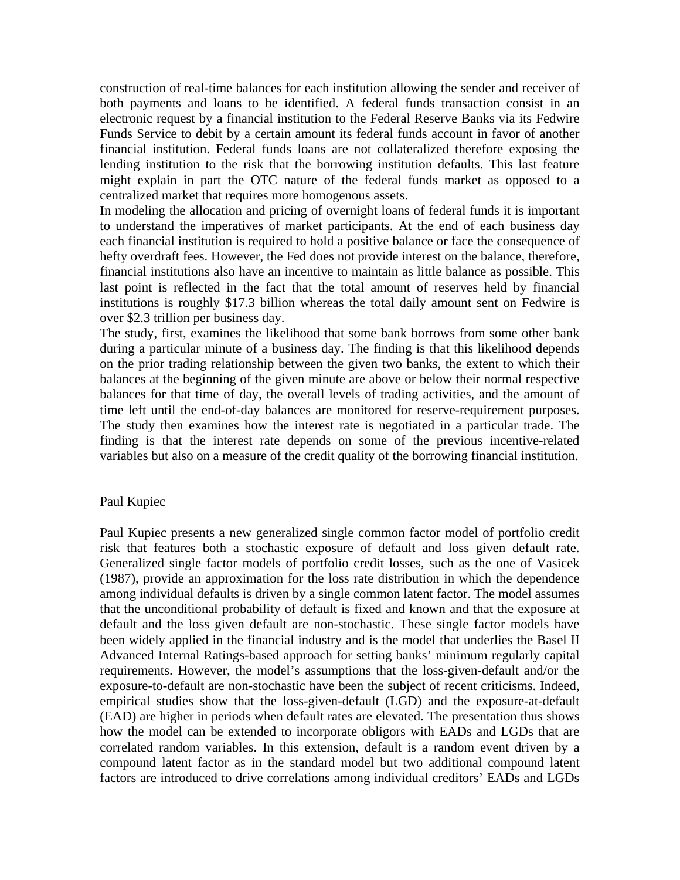construction of real-time balances for each institution allowing the sender and receiver of both payments and loans to be identified. A federal funds transaction consist in an electronic request by a financial institution to the Federal Reserve Banks via its Fedwire Funds Service to debit by a certain amount its federal funds account in favor of another financial institution. Federal funds loans are not collateralized therefore exposing the lending institution to the risk that the borrowing institution defaults. This last feature might explain in part the OTC nature of the federal funds market as opposed to a centralized market that requires more homogenous assets.

In modeling the allocation and pricing of overnight loans of federal funds it is important to understand the imperatives of market participants. At the end of each business day each financial institution is required to hold a positive balance or face the consequence of hefty overdraft fees. However, the Fed does not provide interest on the balance, therefore, financial institutions also have an incentive to maintain as little balance as possible. This last point is reflected in the fact that the total amount of reserves held by financial institutions is roughly $17.3 billion whereas the total daily amount sent on Fedwire is over $2.3 trillion per business day.

The study, first, examines the likelihood that some bank borrows from some other bank during a particular minute of a business day. The finding is that this likelihood depends on the prior trading relationship between the given two banks, the extent to which their balances at the beginning of the given minute are above or below their normal respective balances for that time of day, the overall levels of trading activities, and the amount of time left until the end-of-day balances are monitored for reserve-requirement purposes. The study then examines how the interest rate is negotiated in a particular trade. The finding is that the interest rate depends on some of the previous incentive-related variables but also on a measure of the credit quality of the borrowing financial institution.

Paul Kupiec

Paul Kupiec presents a new generalized single common factor model of portfolio credit risk that features both a stochastic exposure of default and loss given default rate. Generalized single factor models of portfolio credit losses, such as the one of Vasicek (1987), provide an approximation for the loss rate distribution in which the dependence among individual defaults is driven by a single common latent factor. The model assumes that the unconditional probability of default is fixed and known and that the exposure at default and the loss given default are non-stochastic. These single factor models have been widely applied in the financial industry and is the model that underlies the Basel II Advanced Internal Ratings-based approach for setting banks' minimum regularly capital requirements. However, the model's assumptions that the loss-given-default and/or the exposure-to-default are non-stochastic have been the subject of recent criticisms. Indeed, empirical studies show that the loss-given-default (LGD) and the exposure-at-default (EAD) are higher in periods when default rates are elevated. The presentation thus shows how the model can be extended to incorporate obligors with EADs and LGDs that are correlated random variables. In this extension, default is a random event driven by a compound latent factor as in the standard model but two additional compound latent factors are introduced to drive correlations among individual creditors' EADs and LGDs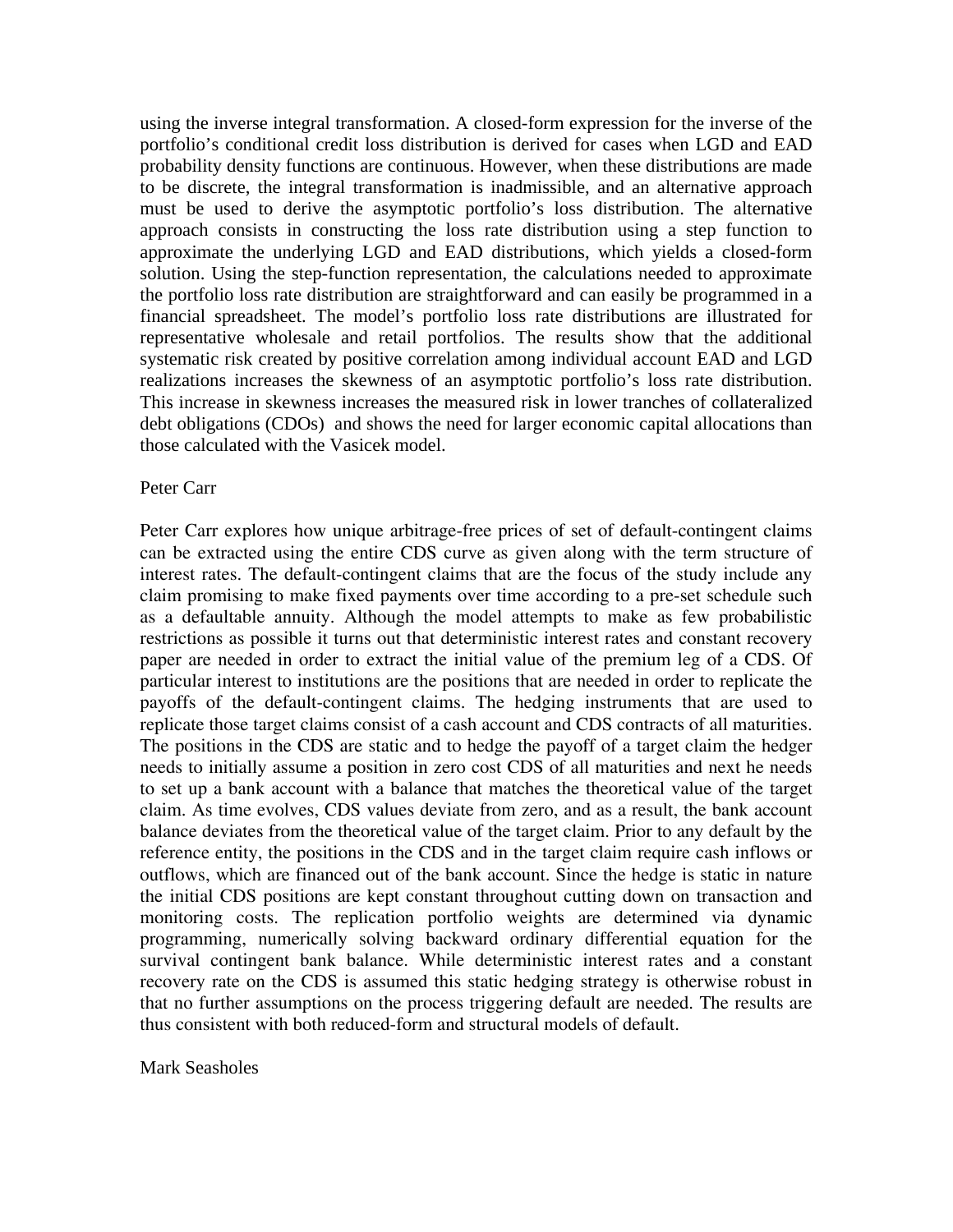using the inverse integral transformation. A closed-form expression for the inverse of the portfolio's conditional credit loss distribution is derived for cases when LGD and EAD probability density functions are continuous. However, when these distributions are made to be discrete, the integral transformation is inadmissible, and an alternative approach must be used to derive the asymptotic portfolio's loss distribution. The alternative approach consists in constructing the loss rate distribution using a step function to approximate the underlying LGD and EAD distributions, which yields a closed-form solution. Using the step-function representation, the calculations needed to approximate the portfolio loss rate distribution are straightforward and can easily be programmed in a financial spreadsheet. The model's portfolio loss rate distributions are illustrated for representative wholesale and retail portfolios. The results show that the additional systematic risk created by positive correlation among individual account EAD and LGD realizations increases the skewness of an asymptotic portfolio's loss rate distribution. This increase in skewness increases the measured risk in lower tranches of collateralized debt obligations (CDOs) and shows the need for larger economic capital allocations than those calculated with the Vasicek model.

Peter Carr

Peter Carr explores how unique arbitrage-free prices of set of default-contingent claims can be extracted using the entire CDS curve as given along with the term structure of interest rates. The default-contingent claims that are the focus of the study include any claim promising to make fixed payments over time according to a pre-set schedule such as a defaultable annuity. Although the model attempts to make as few probabilistic restrictions as possible it turns out that deterministic interest rates and constant recovery paper are needed in order to extract the initial value of the premium leg of a CDS. Of particular interest to institutions are the positions that are needed in order to replicate the payoffs of the default-contingent claims. The hedging instruments that are used to replicate those target claims consist of a cash account and CDS contracts of all maturities. The positions in the CDS are static and to hedge the payoff of a target claim the hedger needs to initially assume a position in zero cost CDS of all maturities and next he needs to set up a bank account with a balance that matches the theoretical value of the target claim. As time evolves, CDS values deviate from zero, and as a result, the bank account balance deviates from the theoretical value of the target claim. Prior to any default by the reference entity, the positions in the CDS and in the target claim require cash inflows or outflows, which are financed out of the bank account. Since the hedge is static in nature the initial CDS positions are kept constant throughout cutting down on transaction and monitoring costs. The replication portfolio weights are determined via dynamic programming, numerically solving backward ordinary differential equation for the survival contingent bank balance. While deterministic interest rates and a constant recovery rate on the CDS is assumed this static hedging strategy is otherwise robust in that no further assumptions on the process triggering default are needed. The results are thus consistent with both reduced-form and structural models of default.

Mark Seasholes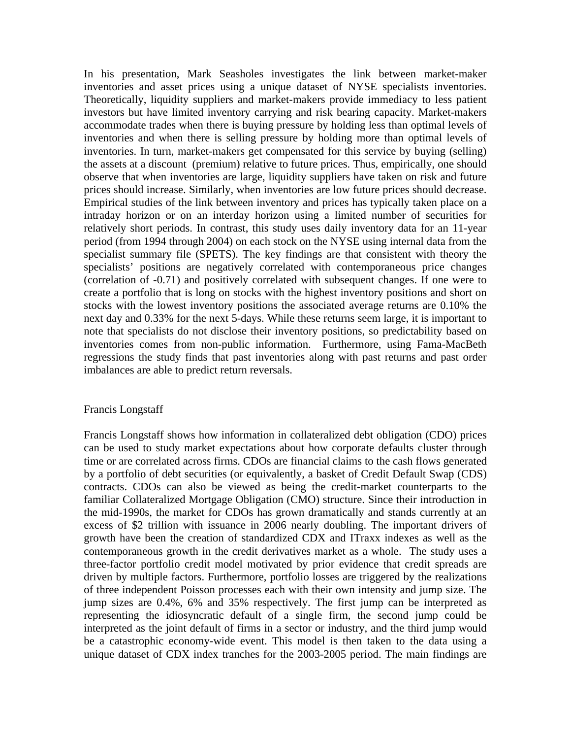In his presentation, Mark Seasholes investigates the link between market-maker inventories and asset prices using a unique dataset of NYSE specialists inventories. Theoretically, liquidity suppliers and market-makers provide immediacy to less patient investors but have limited inventory carrying and risk bearing capacity. Market-makers accommodate trades when there is buying pressure by holding less than optimal levels of inventories and when there is selling pressure by holding more than optimal levels of inventories. In turn, market-makers get compensated for this service by buying (selling) the assets at a discount (premium) relative to future prices. Thus, empirically, one should observe that when inventories are large, liquidity suppliers have taken on risk and future prices should increase. Similarly, when inventories are low future prices should decrease. Empirical studies of the link between inventory and prices has typically taken place on a intraday horizon or on an interday horizon using a limited number of securities for relatively short periods. In contrast, this study uses daily inventory data for an 11-year period (from 1994 through 2004) on each stock on the NYSE using internal data from the specialist summary file (SPETS). The key findings are that consistent with theory the specialists' positions are negatively correlated with contemporaneous price changes (correlation of -0.71) and positively correlated with subsequent changes. If one were to create a portfolio that is long on stocks with the highest inventory positions and short on stocks with the lowest inventory positions the associated average returns are 0.10% the next day and 0.33% for the next 5-days. While these returns seem large, it is important to note that specialists do not disclose their inventory positions, so predictability based on inventories comes from non-public information. Furthermore, using Fama-MacBeth regressions the study finds that past inventories along with past returns and past order imbalances are able to predict return reversals.

Francis Longstaff

Francis Longstaff shows how information in collateralized debt obligation (CDO) prices can be used to study market expectations about how corporate defaults cluster through time or are correlated across firms. CDOs are financial claims to the cash flows generated by a portfolio of debt securities (or equivalently, a basket of Credit Default Swap (CDS) contracts. CDOs can also be viewed as being the credit-market counterparts to the familiar Collateralized Mortgage Obligation (CMO) structure. Since their introduction in the mid-1990s, the market for CDOs has grown dramatically and stands currently at an excess of $2 trillion with issuance in 2006 nearly doubling. The important drivers of growth have been the creation of standardized CDX and ITraxx indexes as well as the contemporaneous growth in the credit derivatives market as a whole. The study uses a three-factor portfolio credit model motivated by prior evidence that credit spreads are driven by multiple factors. Furthermore, portfolio losses are triggered by the realizations of three independent Poisson processes each with their own intensity and jump size. The jump sizes are 0.4%, 6% and 35% respectively. The first jump can be interpreted as representing the idiosyncratic default of a single firm, the second jump could be interpreted as the joint default of firms in a sector or industry, and the third jump would be a catastrophic economy-wide event. This model is then taken to the data using a unique dataset of CDX index tranches for the 2003-2005 period. The main findings are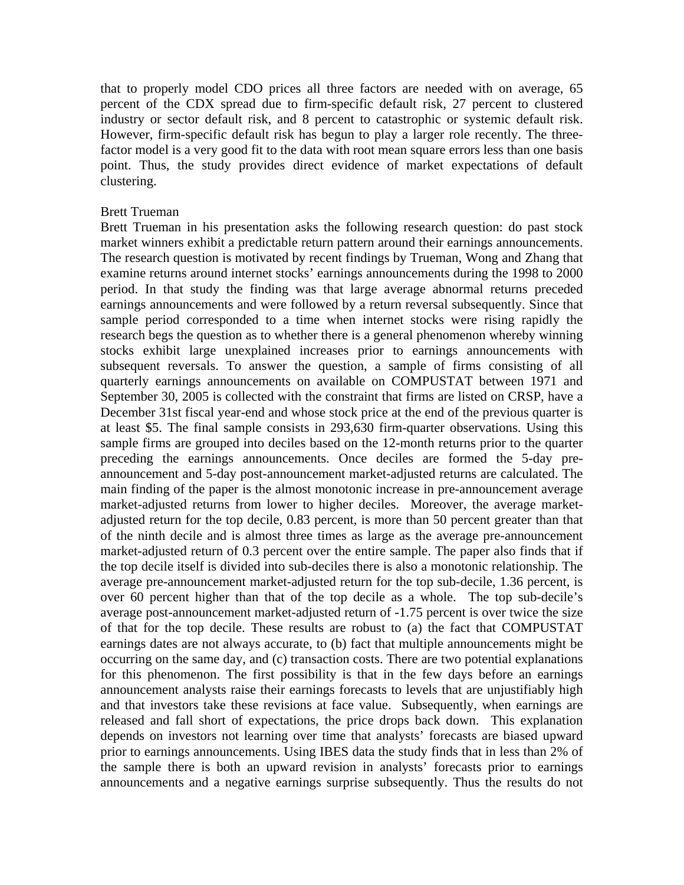that to properly model CDO prices all three factors are needed with on average, 65 percent of the CDX spread due to firm-specific default risk, 27 percent to clustered industry or sector default risk, and 8 percent to catastrophic or systemic default risk. However, firm-specific default risk has begun to play a larger role recently. The three-factor model is a very good fit to the data with root mean square errors less than one basis point. Thus, the study provides direct evidence of market expectations of default clustering.

Brett Trueman

Brett Trueman in his presentation asks the following research question: do past stock market winners exhibit a predictable return pattern around their earnings announcements. The research question is motivated by recent findings by Trueman, Wong and Zhang that examine returns around internet stocks' earnings announcements during the 1998 to 2000 period. In that study the finding was that large average abnormal returns preceded earnings announcements and were followed by a return reversal subsequently. Since that sample period corresponded to a time when internet stocks were rising rapidly the research begs the question as to whether there is a general phenomenon whereby winning stocks exhibit large unexplained increases prior to earnings announcements with subsequent reversals. To answer the question, a sample of firms consisting of all quarterly earnings announcements on available on COMPUSTAT between 1971 and September 30, 2005 is collected with the constraint that firms are listed on CRSP, have a December 31st fiscal year-end and whose stock price at the end of the previous quarter is at least $5. The final sample consists in 293,630 firm-quarter observations. Using this sample firms are grouped into deciles based on the 12-month returns prior to the quarter preceding the earnings announcements. Once deciles are formed the 5-day pre-announcement and 5-day post-announcement market-adjusted returns are calculated. The main finding of the paper is the almost monotonic increase in pre-announcement average market-adjusted returns from lower to higher deciles. Moreover, the average market-adjusted return for the top decile, 0.83 percent, is more than 50 percent greater than that of the ninth decile and is almost three times as large as the average pre-announcement market-adjusted return of 0.3 percent over the entire sample. The paper also finds that if the top decile itself is divided into sub-deciles there is also a monotonic relationship. The average pre-announcement market-adjusted return for the top sub-decile, 1.36 percent, is over 60 percent higher than that of the top decile as a whole. The top sub-decile's average post-announcement market-adjusted return of -1.75 percent is over twice the size of that for the top decile. These results are robust to (a) the fact that COMPUSTAT earnings dates are not always accurate, to (b) fact that multiple announcements might be occurring on the same day, and (c) transaction costs. There are two potential explanations for this phenomenon. The first possibility is that in the few days before an earnings announcement analysts raise their earnings forecasts to levels that are unjustifiably high and that investors take these revisions at face value. Subsequently, when earnings are released and fall short of expectations, the price drops back down. This explanation depends on investors not learning over time that analysts' forecasts are biased upward prior to earnings announcements. Using IBES data the study finds that in less than 2% of the sample there is both an upward revision in analysts' forecasts prior to earnings announcements and a negative earnings surprise subsequently. Thus the results do not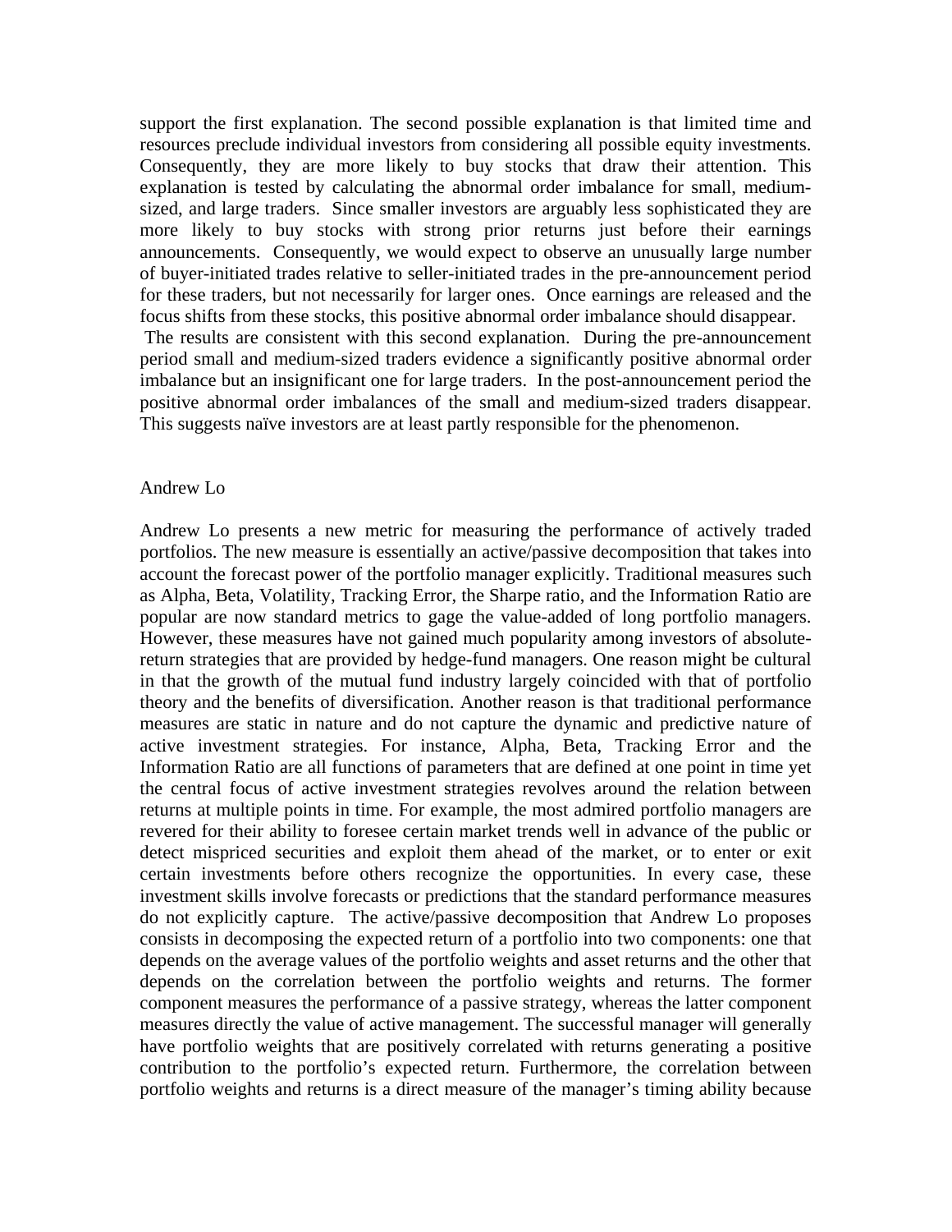support the first explanation. The second possible explanation is that limited time and resources preclude individual investors from considering all possible equity investments. Consequently, they are more likely to buy stocks that draw their attention. This explanation is tested by calculating the abnormal order imbalance for small, medium-sized, and large traders. Since smaller investors are arguably less sophisticated they are more likely to buy stocks with strong prior returns just before their earnings announcements. Consequently, we would expect to observe an unusually large number of buyer-initiated trades relative to seller-initiated trades in the pre-announcement period for these traders, but not necessarily for larger ones. Once earnings are released and the focus shifts from these stocks, this positive abnormal order imbalance should disappear. The results are consistent with this second explanation. During the pre-announcement period small and medium-sized traders evidence a significantly positive abnormal order imbalance but an insignificant one for large traders. In the post-announcement period the positive abnormal order imbalances of the small and medium-sized traders disappear. This suggests naïve investors are at least partly responsible for the phenomenon.

## Andrew Lo

Andrew Lo presents a new metric for measuring the performance of actively traded portfolios. The new measure is essentially an active/passive decomposition that takes into account the forecast power of the portfolio manager explicitly. Traditional measures such as Alpha, Beta, Volatility, Tracking Error, the Sharpe ratio, and the Information Ratio are popular are now standard metrics to gage the value-added of long portfolio managers. However, these measures have not gained much popularity among investors of absolute-return strategies that are provided by hedge-fund managers. One reason might be cultural in that the growth of the mutual fund industry largely coincided with that of portfolio theory and the benefits of diversification. Another reason is that traditional performance measures are static in nature and do not capture the dynamic and predictive nature of active investment strategies. For instance, Alpha, Beta, Tracking Error and the Information Ratio are all functions of parameters that are defined at one point in time yet the central focus of active investment strategies revolves around the relation between returns at multiple points in time. For example, the most admired portfolio managers are revered for their ability to foresee certain market trends well in advance of the public or detect mispriced securities and exploit them ahead of the market, or to enter or exit certain investments before others recognize the opportunities. In every case, these investment skills involve forecasts or predictions that the standard performance measures do not explicitly capture. The active/passive decomposition that Andrew Lo proposes consists in decomposing the expected return of a portfolio into two components: one that depends on the average values of the portfolio weights and asset returns and the other that depends on the correlation between the portfolio weights and returns. The former component measures the performance of a passive strategy, whereas the latter component measures directly the value of active management. The successful manager will generally have portfolio weights that are positively correlated with returns generating a positive contribution to the portfolio's expected return. Furthermore, the correlation between portfolio weights and returns is a direct measure of the manager's timing ability because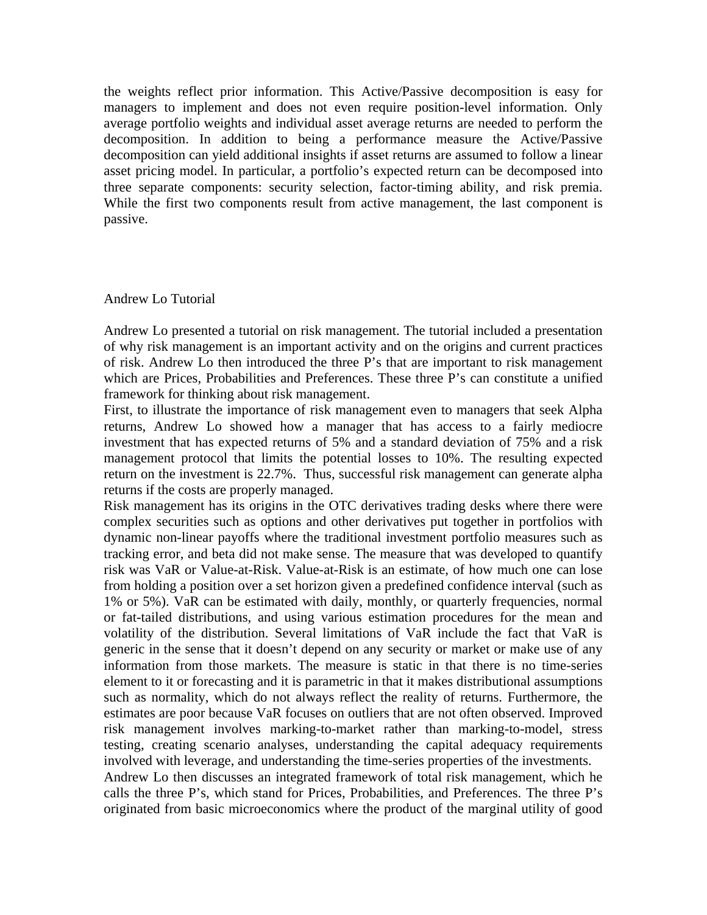the weights reflect prior information. This Active/Passive decomposition is easy for managers to implement and does not even require position-level information. Only average portfolio weights and individual asset average returns are needed to perform the decomposition. In addition to being a performance measure the Active/Passive decomposition can yield additional insights if asset returns are assumed to follow a linear asset pricing model. In particular, a portfolio's expected return can be decomposed into three separate components: security selection, factor-timing ability, and risk premia. While the first two components result from active management, the last component is passive.

Andrew Lo Tutorial

Andrew Lo presented a tutorial on risk management. The tutorial included a presentation of why risk management is an important activity and on the origins and current practices of risk. Andrew Lo then introduced the three P's that are important to risk management which are Prices, Probabilities and Preferences. These three P's can constitute a unified framework for thinking about risk management.

First, to illustrate the importance of risk management even to managers that seek Alpha returns, Andrew Lo showed how a manager that has access to a fairly mediocre investment that has expected returns of 5% and a standard deviation of 75% and a risk management protocol that limits the potential losses to 10%. The resulting expected return on the investment is 22.7%. Thus, successful risk management can generate alpha returns if the costs are properly managed.

Risk management has its origins in the OTC derivatives trading desks where there were complex securities such as options and other derivatives put together in portfolios with dynamic non-linear payoffs where the traditional investment portfolio measures such as tracking error, and beta did not make sense. The measure that was developed to quantify risk was VaR or Value-at-Risk. Value-at-Risk is an estimate, of how much one can lose from holding a position over a set horizon given a predefined confidence interval (such as 1% or 5%). VaR can be estimated with daily, monthly, or quarterly frequencies, normal or fat-tailed distributions, and using various estimation procedures for the mean and volatility of the distribution. Several limitations of VaR include the fact that VaR is generic in the sense that it doesn't depend on any security or market or make use of any information from those markets. The measure is static in that there is no time-series element to it or forecasting and it is parametric in that it makes distributional assumptions such as normality, which do not always reflect the reality of returns. Furthermore, the estimates are poor because VaR focuses on outliers that are not often observed. Improved risk management involves marking-to-market rather than marking-to-model, stress testing, creating scenario analyses, understanding the capital adequacy requirements involved with leverage, and understanding the time-series properties of the investments.

Andrew Lo then discusses an integrated framework of total risk management, which he calls the three P's, which stand for Prices, Probabilities, and Preferences. The three P's originated from basic microeconomics where the product of the marginal utility of good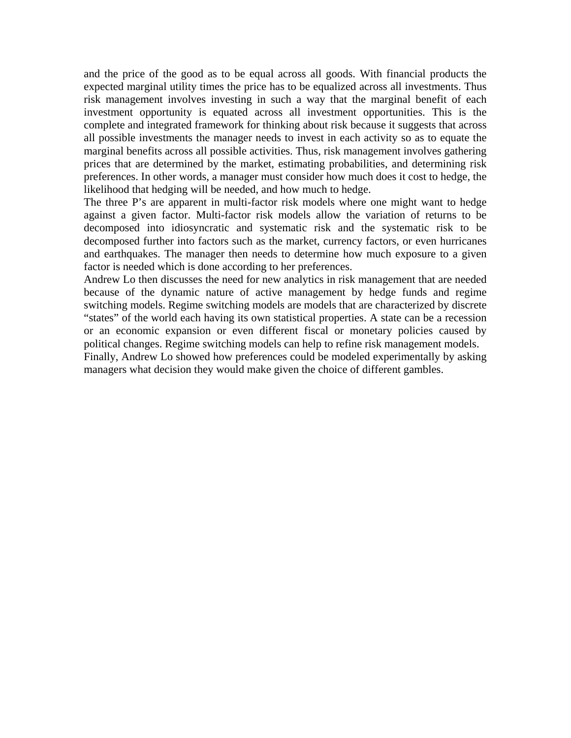and the price of the good as to be equal across all goods. With financial products the expected marginal utility times the price has to be equalized across all investments. Thus risk management involves investing in such a way that the marginal benefit of each investment opportunity is equated across all investment opportunities. This is the complete and integrated framework for thinking about risk because it suggests that across all possible investments the manager needs to invest in each activity so as to equate the marginal benefits across all possible activities. Thus, risk management involves gathering prices that are determined by the market, estimating probabilities, and determining risk preferences. In other words, a manager must consider how much does it cost to hedge, the likelihood that hedging will be needed, and how much to hedge.

The three P's are apparent in multi-factor risk models where one might want to hedge against a given factor. Multi-factor risk models allow the variation of returns to be decomposed into idiosyncratic and systematic risk and the systematic risk to be decomposed further into factors such as the market, currency factors, or even hurricanes and earthquakes. The manager then needs to determine how much exposure to a given factor is needed which is done according to her preferences.

Andrew Lo then discusses the need for new analytics in risk management that are needed because of the dynamic nature of active management by hedge funds and regime switching models. Regime switching models are models that are characterized by discrete "states" of the world each having its own statistical properties. A state can be a recession or an economic expansion or even different fiscal or monetary policies caused by political changes. Regime switching models can help to refine risk management models.

Finally, Andrew Lo showed how preferences could be modeled experimentally by asking managers what decision they would make given the choice of different gambles.